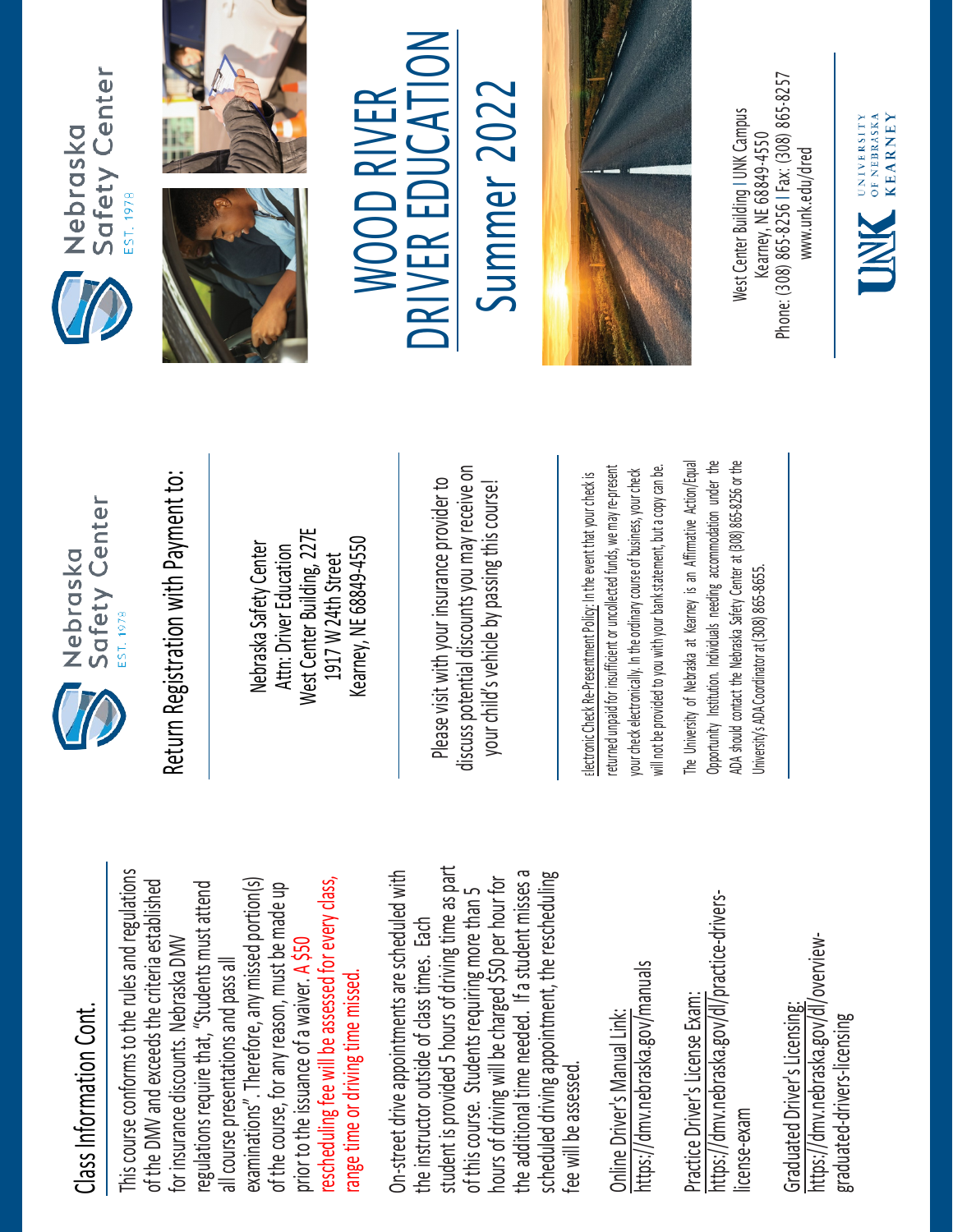## Class Information Cont.

This course conforms to the rules and regulations of the DMV and exceeds the criteria established for insurance discounts. Nebraska DMV regulations require that, "Students must attend all course presentations and pass all examinations". Therefore, any missed portion(s) of the course, for any reason, must be made up prior to the issuance of a waiver. A $50 rescheduling fee will be assessed for every class, range time or driving time missed.

On-street drive appointments are scheduled with the instructor outside of class times. Each student is provided 5 hours of driving time as part of this course. Students requiring more than 5 hours of driving will be charged $50 per hour for the additional time needed. If a student misses a scheduled driving appointment, the rescheduling fee will be assessed.

Online Driver's Manual Link:
https://dmv.nebraska.gov/manuals

Practice Driver's License Exam:
https://dmv.nebraska.gov/dl/practice-drivers-license-exam

Graduated Driver's Licensing:
https://dmv.nebraska.gov/dl/overview-graduated-drivers-licensing

Nebraska Safety Center
EST. 1978

## Return Registration with Payment to:

Nebraska Safety Center
Attn: Driver Education
West Center Building, 227E
1917 W 24th Street
Kearney, NE 68849-4550

Please visit with your insurance provider to discuss potential discounts you may receive on your child's vehicle by passing this course!

Electronic Check Re-Presentment Policy: In the event that your check is returned unpaid for insufficient or uncollected funds, we may re-present your check electronically. In the ordinary course of business, your check will not be provided to you with your bank statement, but a copy can be.

The University of Nebraska at Kearney is an Affirmative Action/Equal Opportunity Institution. Individuals needing accommodation under the ADA should contact the Nebraska Safety Center at (308) 865-8256 or the University's ADA Coordinator at (308) 865-8655.

Nebraska Safety Center
EST. 1978

# WOOD RIVER DRIVER EDUCATION

# Summer 2022

West Center Building | UNK Campus
Kearney, NE 68849-4550
Phone: (308) 865-8256 | Fax: (308) 865-8257
www.unk.edu/dred

UNK University of Nebraska Kearney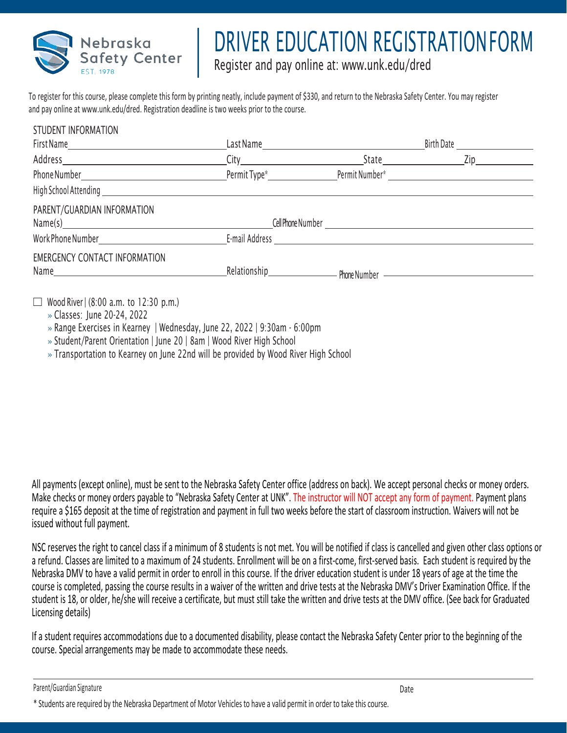Nebraska Safety Center
EST. 1978

# DRIVER EDUCATION REGISTRATION FORM

Register and pay online at: www.unk.edu/dred

To register for this course, please complete this form by printing neatly, include payment of $330, and return to the Nebraska Safety Center. You may register and pay online at www.unk.edu/dred. Registration deadline is two weeks prior to the course.

STUDENT INFORMATION

First Name\_\_\_\_\_\_\_\_\_\_\_\_\_\_\_\_\_\_\_\_ Last Name\_\_\_\_\_\_\_\_\_\_\_\_\_\_\_\_\_\_\_\_ Birth Date\_\_\_\_\_\_\_\_\_\_

Address\_\_\_\_\_\_\_\_\_\_\_\_\_\_\_\_\_\_\_\_ City\_\_\_\_\_\_\_\_\_\_\_\_\_\_\_\_ State\_\_\_\_\_\_\_\_\_\_ Zip\_\_\_\_\_\_\_\_

Phone Number\_\_\_\_\_\_\_\_\_\_\_\_\_\_\_\_\_\_\_\_ Permit Type*\_\_\_\_\_\_\_\_\_\_ Permit Number*\_\_\_\_\_\_\_\_\_\_\_\_\_\_\_\_

High School Attending\_\_\_\_\_\_\_\_\_\_\_\_\_\_\_\_\_\_\_\_\_\_\_\_\_\_\_\_\_\_\_\_\_\_\_\_\_\_\_\_

PARENT/GUARDIAN INFORMATION

Name(s)\_\_\_\_\_\_\_\_\_\_\_\_\_\_\_\_\_\_\_\_\_\_\_\_ Cell Phone Number\_\_\_\_\_\_\_\_\_\_\_\_\_\_\_\_\_\_\_\_

Work Phone Number\_\_\_\_\_\_\_\_\_\_\_\_\_\_\_\_\_\_\_\_ E-mail Address\_\_\_\_\_\_\_\_\_\_\_\_\_\_\_\_\_\_\_\_\_\_\_\_

EMERGENCY CONTACT INFORMATION

Name\_\_\_\_\_\_\_\_\_\_\_\_\_\_\_\_\_\_\_\_\_\_\_\_ Relationship\_\_\_\_\_\_\_\_\_\_ Phone Number\_\_\_\_\_\_\_\_\_\_\_\_\_\_\_\_\_\_\_\_

☐ Wood River | (8:00 a.m. to 12:30 p.m.)
- » Classes: June 20-24, 2022
- » Range Exercises in Kearney | Wednesday, June 22, 2022 | 9:30am - 6:00pm
- » Student/Parent Orientation | June 20 | 8am | Wood River High School
- » Transportation to Kearney on June 22nd will be provided by Wood River High School

All payments (except online), must be sent to the Nebraska Safety Center office (address on back). We accept personal checks or money orders. Make checks or money orders payable to "Nebraska Safety Center at UNK". The instructor will NOT accept any form of payment. Payment plans require a $165 deposit at the time of registration and payment in full two weeks before the start of classroom instruction. Waivers will not be issued without full payment.

NSC reserves the right to cancel class if a minimum of 8 students is not met. You will be notified if class is cancelled and given other class options or a refund. Classes are limited to a maximum of 24 students. Enrollment will be on a first-come, first-served basis. Each student is required by the Nebraska DMV to have a valid permit in order to enroll in this course. If the driver education student is under 18 years of age at the time the course is completed, passing the course results in a waiver of the written and drive tests at the Nebraska DMV's Driver Examination Office. If the student is 18, or older, he/she will receive a certificate, but must still take the written and drive tests at the DMV office. (See back for Graduated Licensing details)

If a student requires accommodations due to a documented disability, please contact the Nebraska Safety Center prior to the beginning of the course. Special arrangements may be made to accommodate these needs.

\_\_\_\_\_\_\_\_\_\_\_\_\_\_\_\_\_\_\_\_\_\_\_\_\_\_\_\_\_\_\_\_\_\_\_\_\_\_\_\_\_\_\_\_\_\_\_\_\_\_\_\_\_\_\_\_\_\_

Parent/Guardian Signature Date

\* Students are required by the Nebraska Department of Motor Vehicles to have a valid permit in order to take this course.